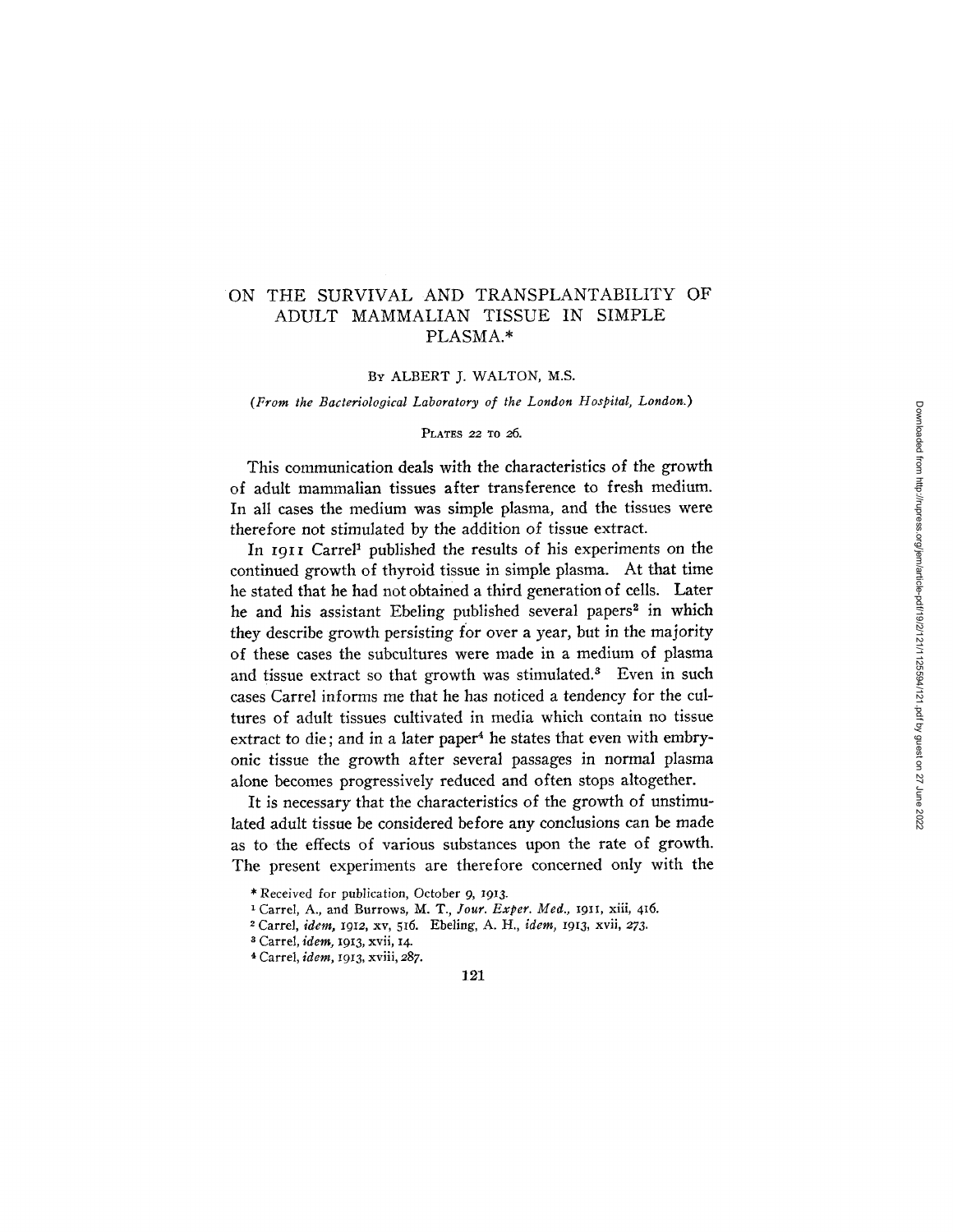# ON THE SURVIVAL AND TRANSPLANTABILITY OF ADULT MAMMALIAN TISSUE IN SIMPLE PLASMA.*

By ALBERT J. WALTON, M.S.

*(From the Bacteriological Laboratory of the London Hospital, London.)*

PLATES 22 TO 26.

This communication deals with the characteristics of the growth of adult mammalian tissues after transference to fresh medium. In all cases the medium was simple plasma, and the tissues were therefore not stimulated by the addition of tissue extract.

In 1911 Carrel[1] published the results of his experiments on the continued growth of thyroid tissue in simple plasma. At that time he stated that he had not obtained a third generation of cells. Later he and his assistant Ebeling published several papers[2] in which they describe growth persisting for over a year, but in the majority of these cases the subcultures were made in a medium of plasma and tissue extract so that growth was stimulated.[3] Even in such cases Carrel informs me that he has noticed a tendency for the cultures of adult tissues cultivated in media which contain no tissue extract to die; and in a later paper[4] he states that even with embryonic tissue the growth after several passages in normal plasma alone becomes progressively reduced and often stops altogether.

It is necessary that the characteristics of the growth of unstimulated adult tissue be considered before any conclusions can be made as to the effects of various substances upon the rate of growth. The present experiments are therefore concerned only with the

\* Received for publication, October 9, 1913.

[1] Carrel, A., and Burrows, M. T., *Jour. Exper. Med.*, 1911, xiii, 416.

[2] Carrel, *idem*, 1912, xv, 516. Ebeling, A. H., *idem*, 1913, xvii, 273.

[3] Carrel, *idem*, 1913, xvii, 14.

[4] Carrel, *idem*, 1913, xviii, 287.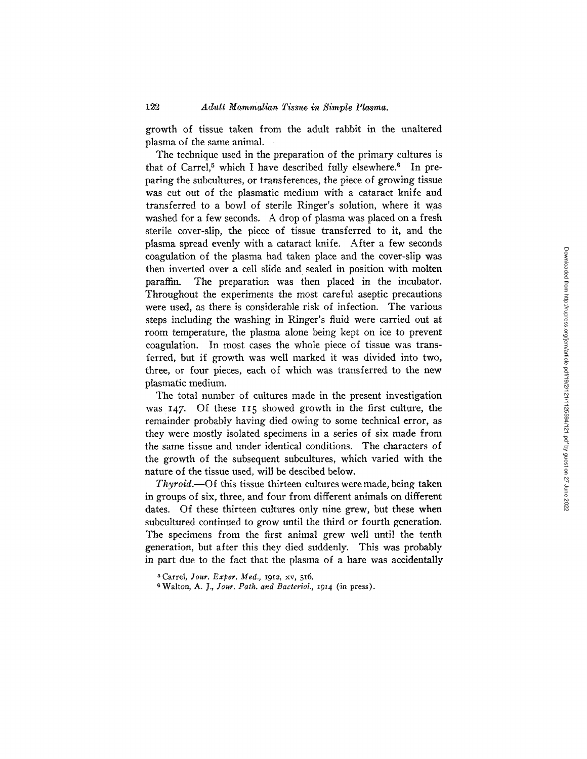growth of tissue taken from the adult rabbit in the unaltered plasma of the same animal.

The technique used in the preparation of the primary cultures is that of Carrel,[5] which I have described fully elsewhere.[6] In preparing the subcultures, or transferences, the piece of growing tissue was cut out of the plasmatic medium with a cataract knife and transferred to a bowl of sterile Ringer's solution, where it was washed for a few seconds. A drop of plasma was placed on a fresh sterile cover-slip, the piece of tissue transferred to it, and the plasma spread evenly with a cataract knife. After a few seconds coagulation of the plasma had taken place and the cover-slip was then inverted over a cell slide and sealed in position with molten paraffin. The preparation was then placed in the incubator. Throughout the experiments the most careful aseptic precautions were used, as there is considerable risk of infection. The various steps including the washing in Ringer's fluid were carried out at room temperature, the plasma alone being kept on ice to prevent coagulation. In most cases the whole piece of tissue was transferred, but if growth was well marked it was divided into two, three, or four pieces, each of which was transferred to the new plasmatic medium.

The total number of cultures made in the present investigation was 147. Of these 115 showed growth in the first culture, the remainder probably having died owing to some technical error, as they were mostly isolated specimens in a series of six made from the same tissue and under identical conditions. The characters of the growth of the subsequent subcultures, which varied with the nature of the tissue used, will be descibed below.

*Thyroid*.—Of this tissue thirteen cultures were made, being taken in groups of six, three, and four from different animals on different dates. Of these thirteen cultures only nine grew, but these when subcultured continued to grow until the third or fourth generation. The specimens from the first animal grew well until the tenth generation, but after this they died suddenly. This was probably in part due to the fact that the plasma of a hare was accidentally

[5] Carrel, *Jour. Exper. Med.*, 1912, xv, 516.

[6] Walton, A. J., *Jour. Path. and Bacteriol.*, 1914 (in press).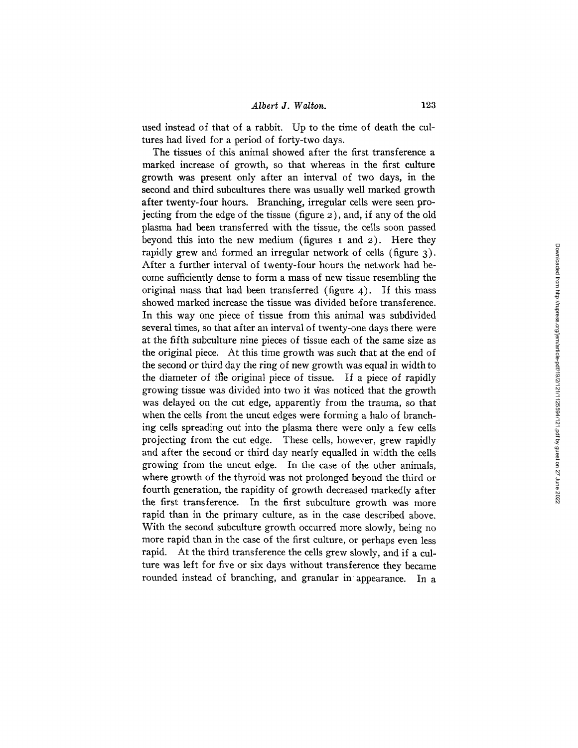used instead of that of a rabbit. Up to the time of death the cultures had lived for a period of forty-two days.

The tissues of this animal showed after the first transference a marked increase of growth, so that whereas in the first culture growth was present only after an interval of two days, in the second and third subcultures there was usually well marked growth after twenty-four hours. Branching, irregular cells were seen projecting from the edge of the tissue (figure 2), and, if any of the old plasma had been transferred with the tissue, the cells soon passed beyond this into the new medium (figures 1 and 2). Here they rapidly grew and formed an irregular network of cells (figure 3). After a further interval of twenty-four hours the network had become sufficiently dense to form a mass of new tissue resembling the original mass that had been transferred (figure 4). If this mass showed marked increase the tissue was divided before transference. In this way one piece of tissue from this animal was subdivided several times, so that after an interval of twenty-one days there were at the fifth subculture nine pieces of tissue each of the same size as the original piece. At this time growth was such that at the end of the second or third day the ring of new growth was equal in width to the diameter of the original piece of tissue. If a piece of rapidly growing tissue was divided into two it was noticed that the growth was delayed on the cut edge, apparently from the trauma, so that when the cells from the uncut edges were forming a halo of branching cells spreading out into the plasma there were only a few cells projecting from the cut edge. These cells, however, grew rapidly and after the second or third day nearly equalled in width the cells growing from the uncut edge. In the case of the other animals, where growth of the thyroid was not prolonged beyond the third or fourth generation, the rapidity of growth decreased markedly after the first transference. In the first subculture growth was more rapid than in the primary culture, as in the case described above. With the second subculture growth occurred more slowly, being no more rapid than in the case of the first culture, or perhaps even less rapid. At the third transference the cells grew slowly, and if a culture was left for five or six days without transference they became rounded instead of branching, and granular in appearance. In a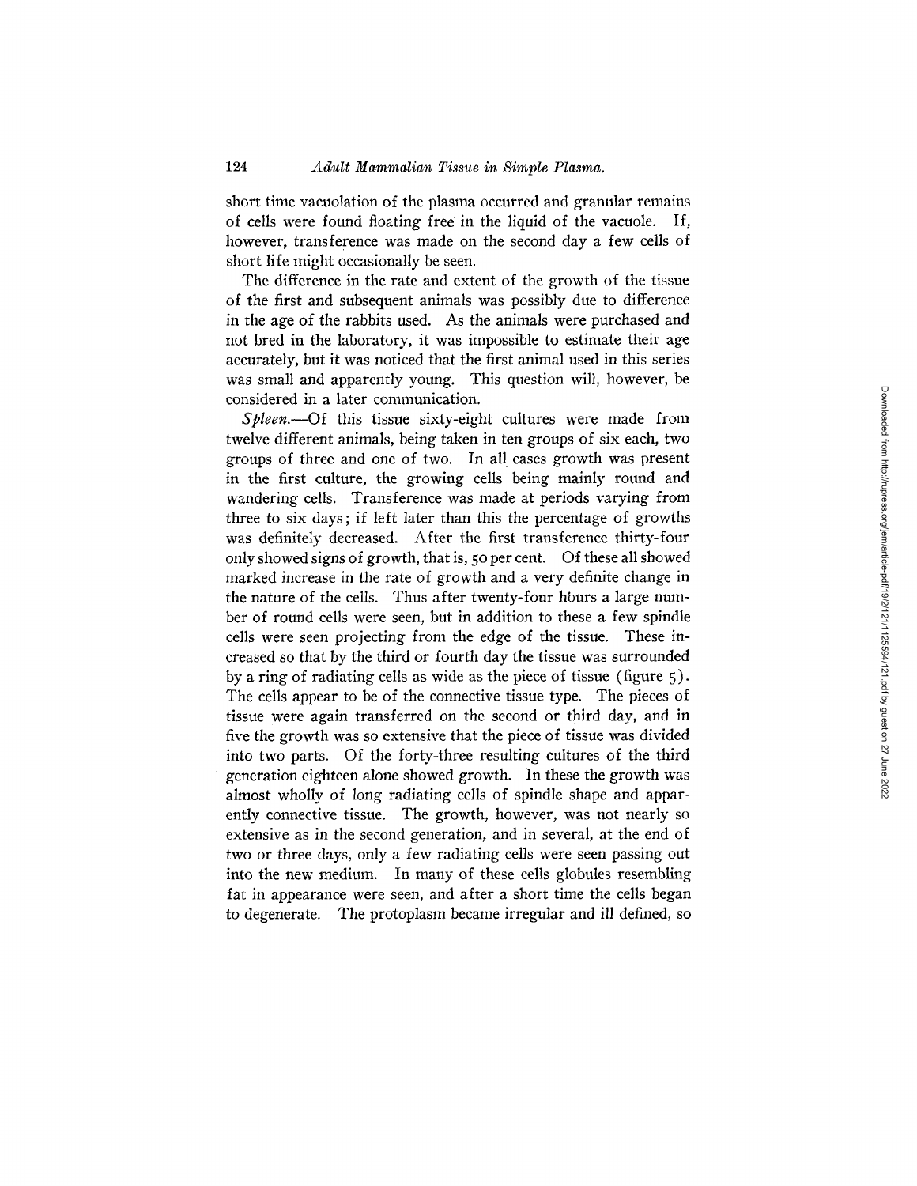short time vacuolation of the plasma occurred and granular remains of cells were found floating free in the liquid of the vacuole. If, however, transference was made on the second day a few cells of short life might occasionally be seen.

The difference in the rate and extent of the growth of the tissue of the first and subsequent animals was possibly due to difference in the age of the rabbits used. As the animals were purchased and not bred in the laboratory, it was impossible to estimate their age accurately, but it was noticed that the first animal used in this series was small and apparently young. This question will, however, be considered in a later communication.

*Spleen.*—Of this tissue sixty-eight cultures were made from twelve different animals, being taken in ten groups of six each, two groups of three and one of two. In all cases growth was present in the first culture, the growing cells being mainly round and wandering cells. Transference was made at periods varying from three to six days; if left later than this the percentage of growths was definitely decreased. After the first transference thirty-four only showed signs of growth, that is, 50 per cent. Of these all showed marked increase in the rate of growth and a very definite change in the nature of the cells. Thus after twenty-four hours a large number of round cells were seen, but in addition to these a few spindle cells were seen projecting from the edge of the tissue. These increased so that by the third or fourth day the tissue was surrounded by a ring of radiating cells as wide as the piece of tissue (figure 5). The cells appear to be of the connective tissue type. The pieces of tissue were again transferred on the second or third day, and in five the growth was so extensive that the piece of tissue was divided into two parts. Of the forty-three resulting cultures of the third generation eighteen alone showed growth. In these the growth was almost wholly of long radiating cells of spindle shape and apparently connective tissue. The growth, however, was not nearly so extensive as in the second generation, and in several, at the end of two or three days, only a few radiating cells were seen passing out into the new medium. In many of these cells globules resembling fat in appearance were seen, and after a short time the cells began to degenerate. The protoplasm became irregular and ill defined, so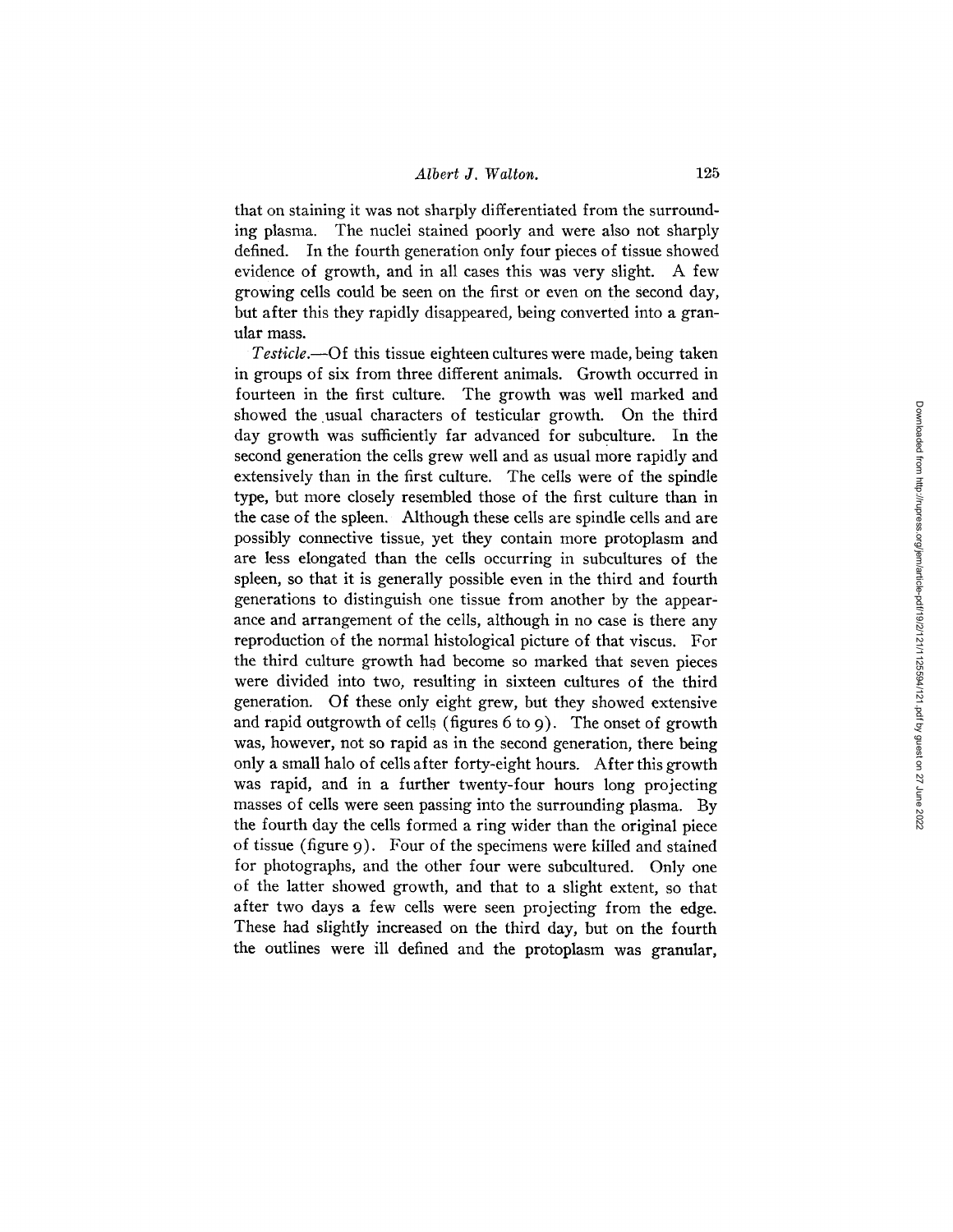that on staining it was not sharply differentiated from the surrounding plasma. The nuclei stained poorly and were also not sharply defined. In the fourth generation only four pieces of tissue showed evidence of growth, and in all cases this was very slight. A few growing cells could be seen on the first or even on the second day, but after this they rapidly disappeared, being converted into a granular mass.

*Testicle.*—Of this tissue eighteen cultures were made, being taken in groups of six from three different animals. Growth occurred in fourteen in the first culture. The growth was well marked and showed the usual characters of testicular growth. On the third day growth was sufficiently far advanced for subculture. In the second generation the cells grew well and as usual more rapidly and extensively than in the first culture. The cells were of the spindle type, but more closely resembled those of the first culture than in the case of the spleen. Although these cells are spindle cells and are possibly connective tissue, yet they contain more protoplasm and are less elongated than the cells occurring in subcultures of the spleen, so that it is generally possible even in the third and fourth generations to distinguish one tissue from another by the appearance and arrangement of the cells, although in no case is there any reproduction of the normal histological picture of that viscus. For the third culture growth had become so marked that seven pieces were divided into two, resulting in sixteen cultures of the third generation. Of these only eight grew, but they showed extensive and rapid outgrowth of cells (figures 6 to 9). The onset of growth was, however, not so rapid as in the second generation, there being only a small halo of cells after forty-eight hours. After this growth was rapid, and in a further twenty-four hours long projecting masses of cells were seen passing into the surrounding plasma. By the fourth day the cells formed a ring wider than the original piece of tissue (figure 9). Four of the specimens were killed and stained for photographs, and the other four were subcultured. Only one of the latter showed growth, and that to a slight extent, so that after two days a few cells were seen projecting from the edge. These had slightly increased on the third day, but on the fourth the outlines were ill defined and the protoplasm was granular,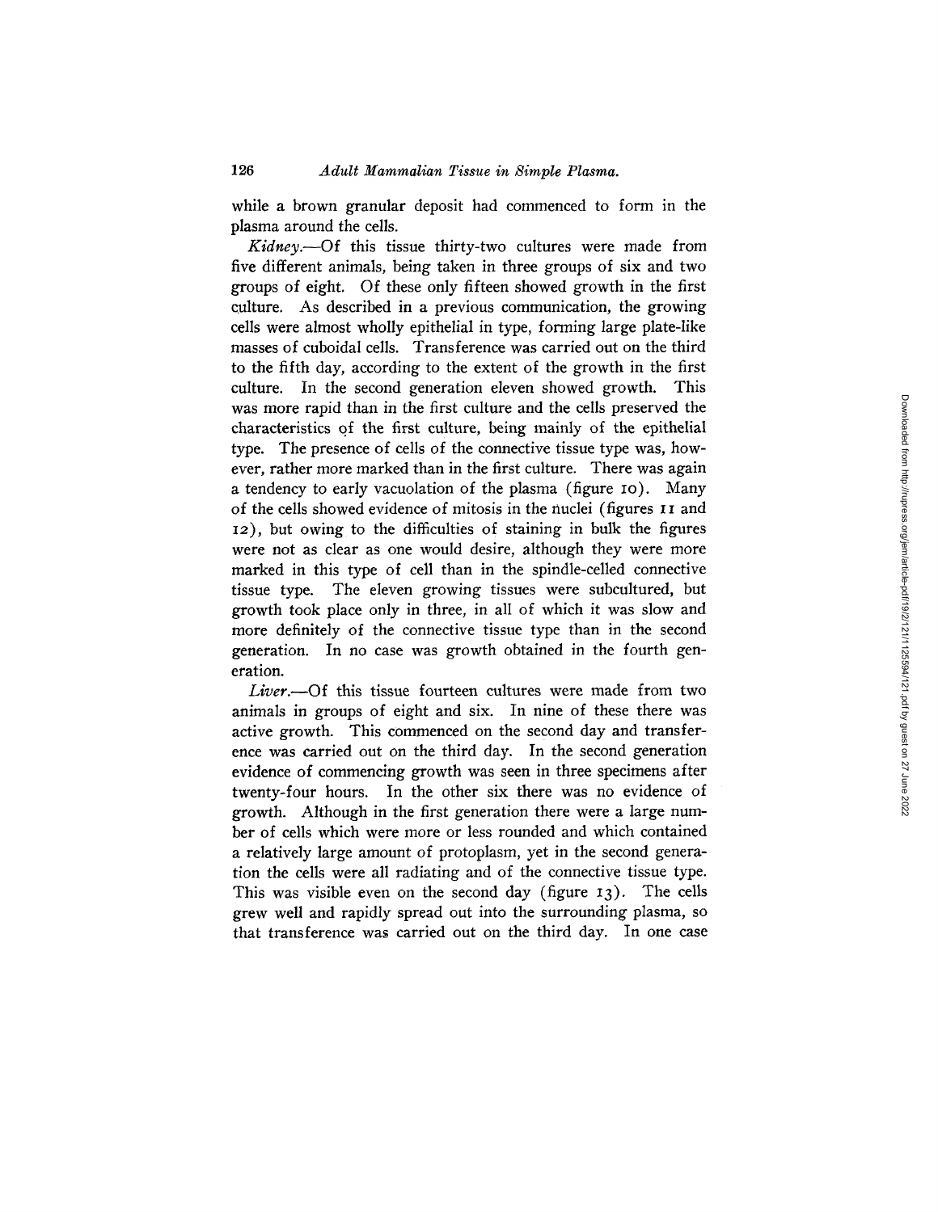while a brown granular deposit had commenced to form in the plasma around the cells.

*Kidney.*—Of this tissue thirty-two cultures were made from five different animals, being taken in three groups of six and two groups of eight. Of these only fifteen showed growth in the first culture. As described in a previous communication, the growing cells were almost wholly epithelial in type, forming large plate-like masses of cuboidal cells. Transference was carried out on the third to the fifth day, according to the extent of the growth in the first culture. In the second generation eleven showed growth. This was more rapid than in the first culture and the cells preserved the characteristics of the first culture, being mainly of the epithelial type. The presence of cells of the connective tissue type was, however, rather more marked than in the first culture. There was again a tendency to early vacuolation of the plasma (figure 10). Many of the cells showed evidence of mitosis in the nuclei (figures 11 and 12), but owing to the difficulties of staining in bulk the figures were not as clear as one would desire, although they were more marked in this type of cell than in the spindle-celled connective tissue type. The eleven growing tissues were subcultured, but growth took place only in three, in all of which it was slow and more definitely of the connective tissue type than in the second generation. In no case was growth obtained in the fourth generation.

*Liver.*—Of this tissue fourteen cultures were made from two animals in groups of eight and six. In nine of these there was active growth. This commenced on the second day and transference was carried out on the third day. In the second generation evidence of commencing growth was seen in three specimens after twenty-four hours. In the other six there was no evidence of growth. Although in the first generation there were a large number of cells which were more or less rounded and which contained a relatively large amount of protoplasm, yet in the second generation the cells were all radiating and of the connective tissue type. This was visible even on the second day (figure 13). The cells grew well and rapidly spread out into the surrounding plasma, so that transference was carried out on the third day. In one case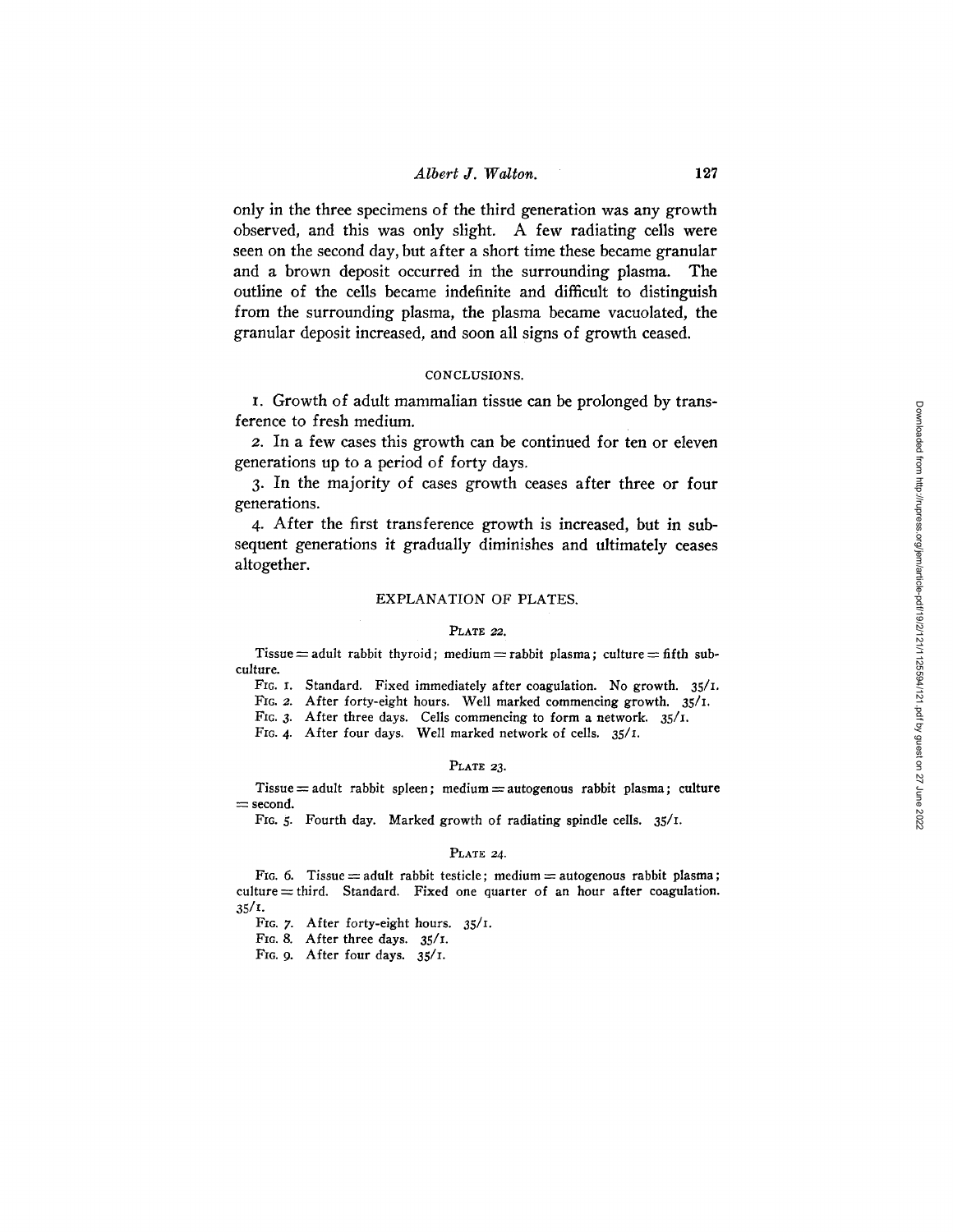only in the three specimens of the third generation was any growth observed, and this was only slight. A few radiating cells were seen on the second day, but after a short time these became granular and a brown deposit occurred in the surrounding plasma. The outline of the cells became indefinite and difficult to distinguish from the surrounding plasma, the plasma became vacuolated, the granular deposit increased, and soon all signs of growth ceased.

## CONCLUSIONS.

1. Growth of adult mammalian tissue can be prolonged by transference to fresh medium.

2. In a few cases this growth can be continued for ten or eleven generations up to a period of forty days.

3. In the majority of cases growth ceases after three or four generations.

4. After the first transference growth is increased, but in subsequent generations it gradually diminishes and ultimately ceases altogether.

## EXPLANATION OF PLATES.

### PLATE 22.

Tissue = adult rabbit thyroid; medium = rabbit plasma; culture = fifth subculture.

FIG. 1. Standard. Fixed immediately after coagulation. No growth. 35/1.

FIG. 2. After forty-eight hours. Well marked commencing growth. 35/1.

FIG. 3. After three days. Cells commencing to form a network. 35/1.

FIG. 4. After four days. Well marked network of cells. 35/1.

### PLATE 23.

Tissue = adult rabbit spleen; medium = autogenous rabbit plasma; culture = second.

FIG. 5. Fourth day. Marked growth of radiating spindle cells. 35/1.

### PLATE 24.

FIG. 6. Tissue = adult rabbit testicle; medium = autogenous rabbit plasma; culture = third. Standard. Fixed one quarter of an hour after coagulation. 35/1.

FIG. 7. After forty-eight hours. 35/1.

FIG. 8. After three days. 35/1.

FIG. 9. After four days. 35/1.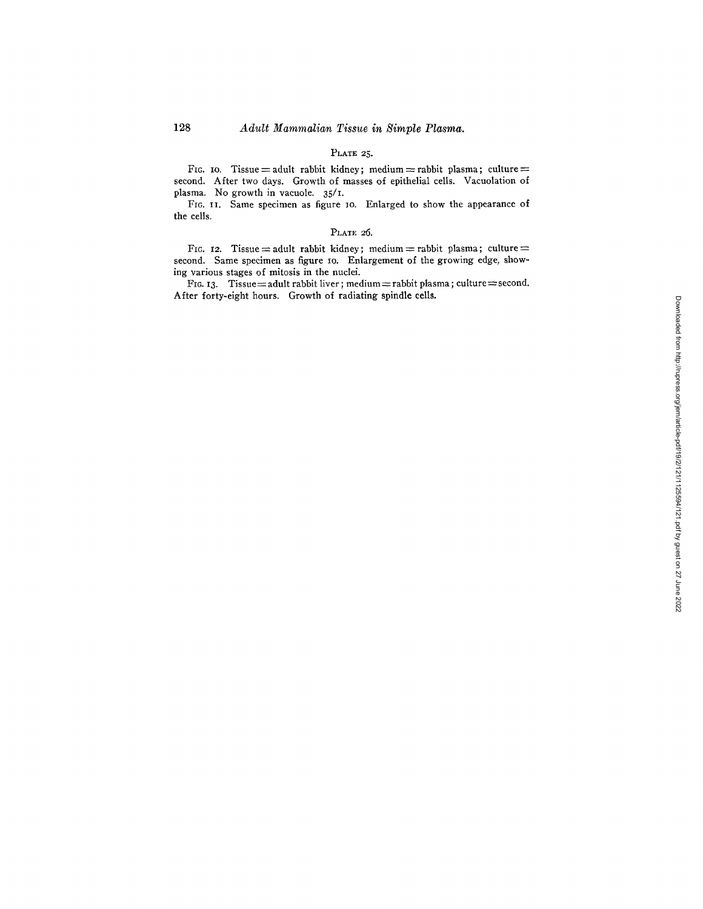## PLATE 25.

FIG. 10. Tissue = adult rabbit kidney; medium = rabbit plasma; culture = second. After two days. Growth of masses of epithelial cells. Vacuolation of plasma. No growth in vacuole. 35/1.

FIG. 11. Same specimen as figure 10. Enlarged to show the appearance of the cells.

## PLATE 26.

FIG. 12. Tissue = adult rabbit kidney; medium = rabbit plasma; culture = second. Same specimen as figure 10. Enlargement of the growing edge, showing various stages of mitosis in the nuclei.

FIG. 13. Tissue = adult rabbit liver; medium = rabbit plasma; culture = second. After forty-eight hours. Growth of radiating spindle cells.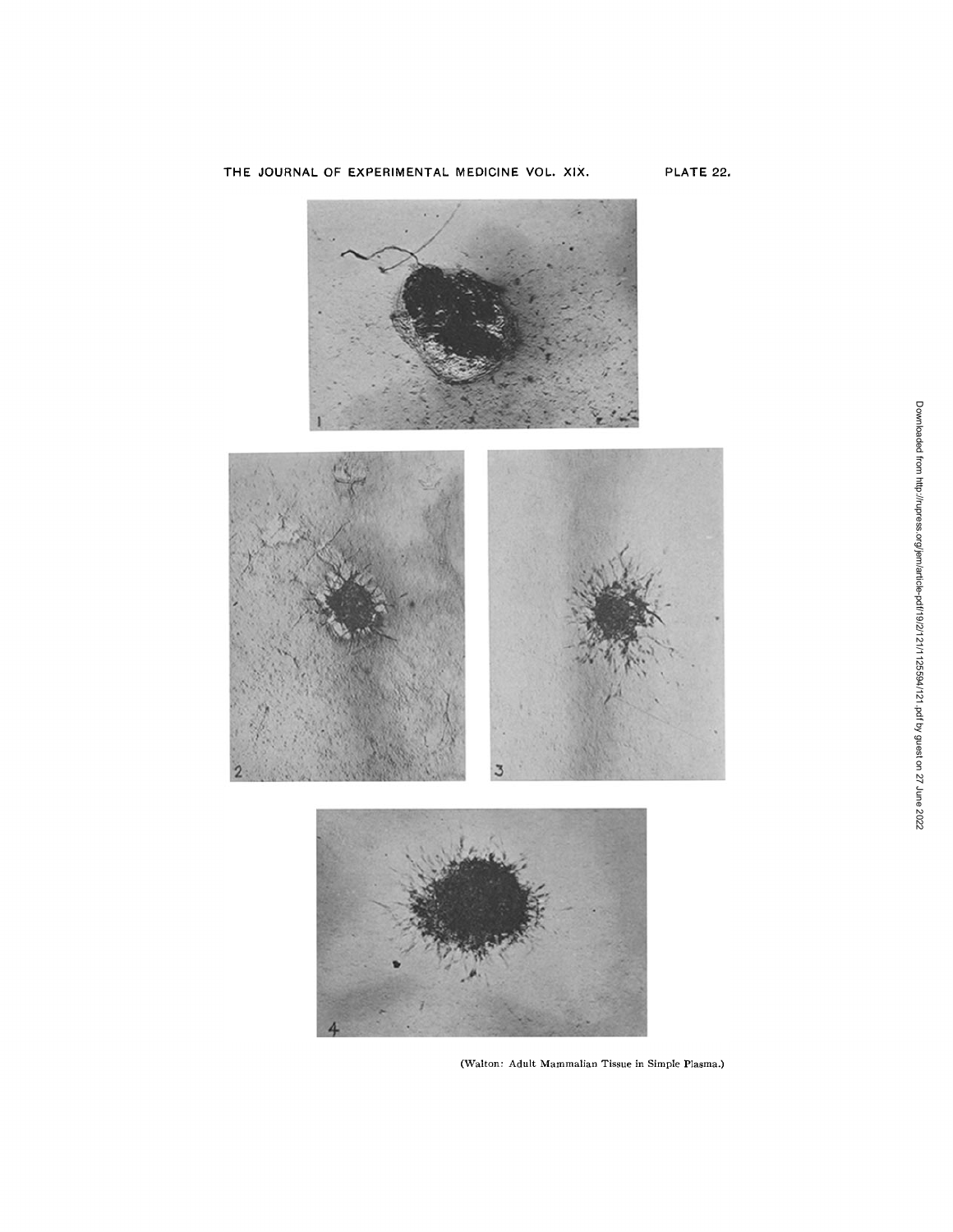(Walton: Adult Mammalian Tissue in Simple Plasma.)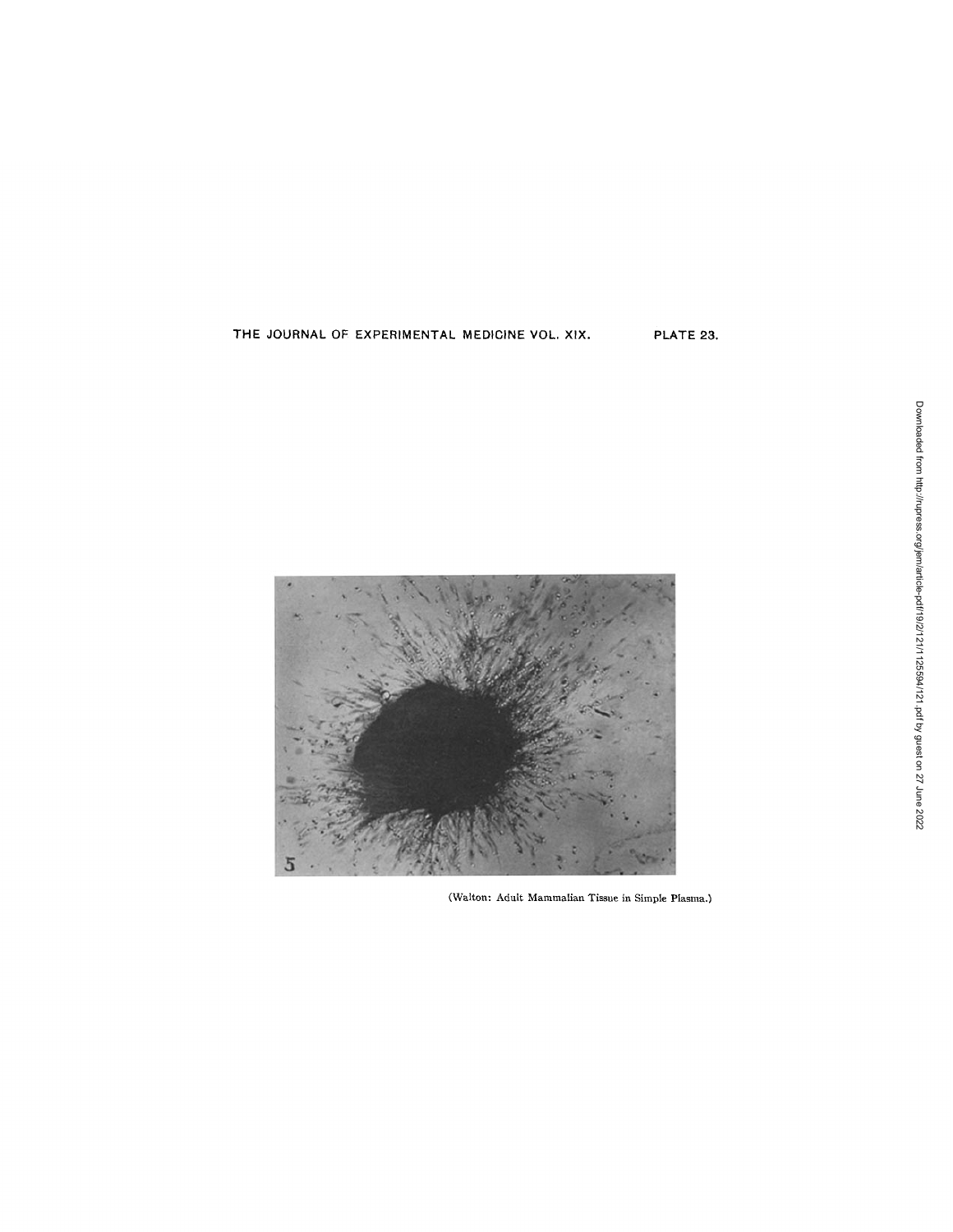(Walton: Adult Mammalian Tissue in Simple Plasma.)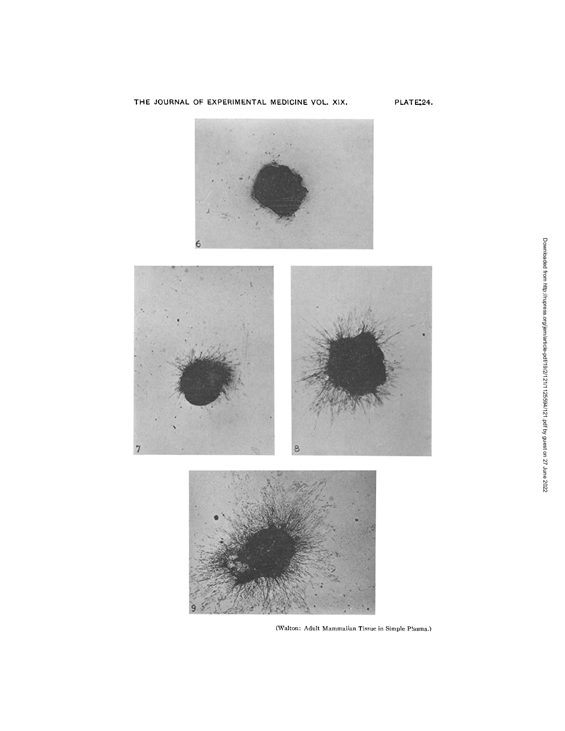(Walton: Adult Mammalian Tissue in Simple Plasma.)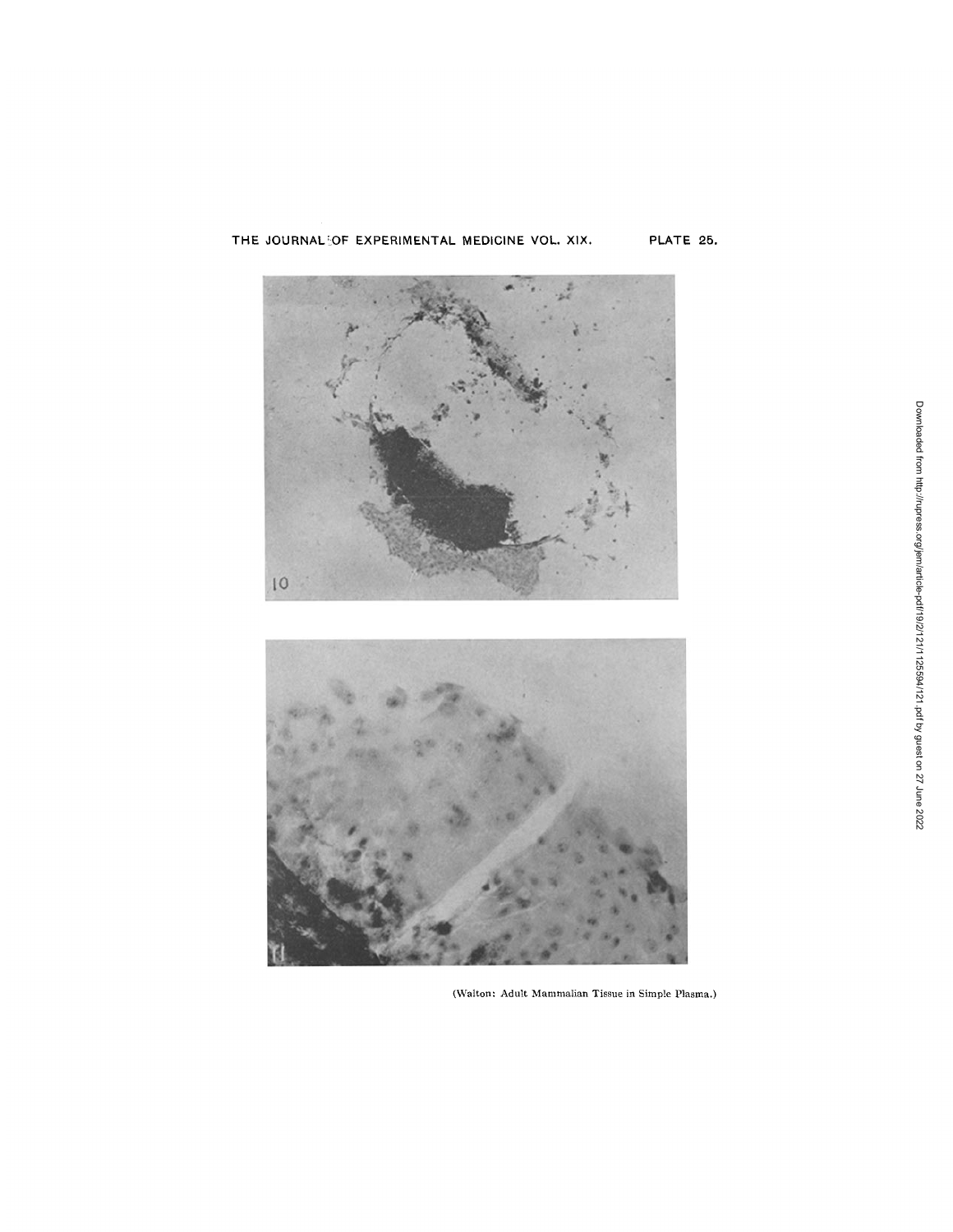(Walton: Adult Mammalian Tissue in Simple Plasma.)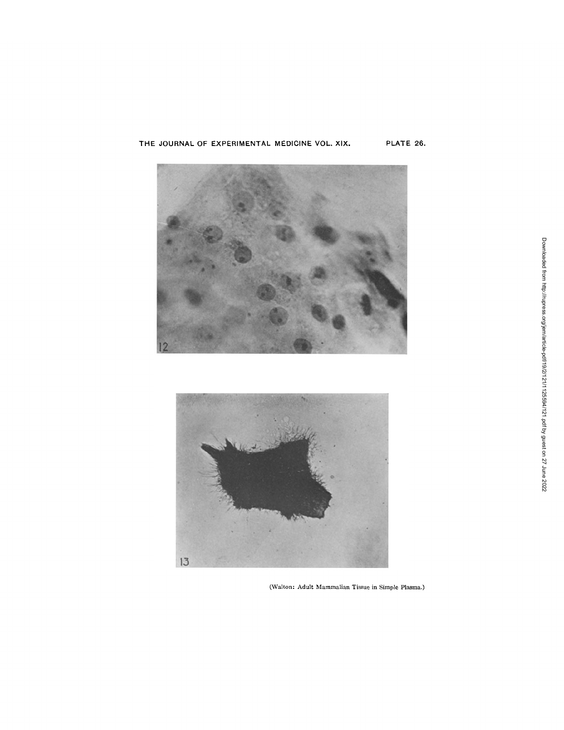(Walton: Adult Mammalian Tissue in Simple Plasma.)